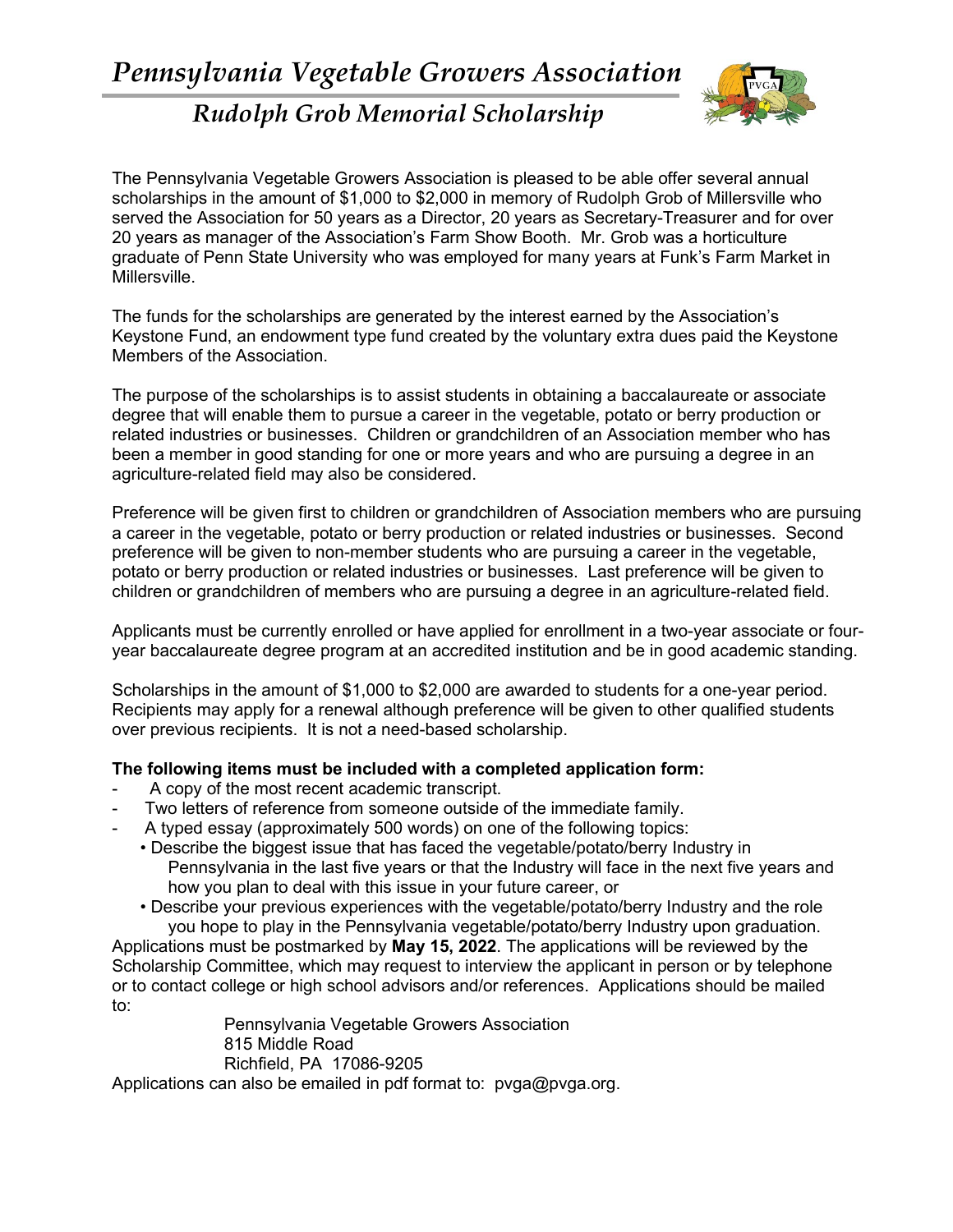# *Pennsylvania Vegetable Growers Association*

## *Rudolph Grob Memorial Scholarship*

The Pennsylvania Vegetable Growers Association is pleased to be able offer several annual scholarships in the amount of $1,000 to $2,000 in memory of Rudolph Grob of Millersville who served the Association for 50 years as a Director, 20 years as Secretary-Treasurer and for over 20 years as manager of the Association's Farm Show Booth. Mr. Grob was a horticulture graduate of Penn State University who was employed for many years at Funk's Farm Market in Millersville.

The funds for the scholarships are generated by the interest earned by the Association's Keystone Fund, an endowment type fund created by the voluntary extra dues paid the Keystone Members of the Association.

The purpose of the scholarships is to assist students in obtaining a baccalaureate or associate degree that will enable them to pursue a career in the vegetable, potato or berry production or related industries or businesses. Children or grandchildren of an Association member who has been a member in good standing for one or more years and who are pursuing a degree in an agriculture-related field may also be considered.

Preference will be given first to children or grandchildren of Association members who are pursuing a career in the vegetable, potato or berry production or related industries or businesses. Second preference will be given to non-member students who are pursuing a career in the vegetable, potato or berry production or related industries or businesses. Last preference will be given to children or grandchildren of members who are pursuing a degree in an agriculture-related field.

Applicants must be currently enrolled or have applied for enrollment in a two-year associate or four-year baccalaureate degree program at an accredited institution and be in good academic standing.

Scholarships in the amount of $1,000 to $2,000 are awarded to students for a one-year period. Recipients may apply for a renewal although preference will be given to other qualified students over previous recipients. It is not a need-based scholarship.

**The following items must be included with a completed application form:**

- A copy of the most recent academic transcript.
- Two letters of reference from someone outside of the immediate family.
- A typed essay (approximately 500 words) on one of the following topics:
  - Describe the biggest issue that has faced the vegetable/potato/berry Industry in Pennsylvania in the last five years or that the Industry will face in the next five years and how you plan to deal with this issue in your future career, or
  - Describe your previous experiences with the vegetable/potato/berry Industry and the role you hope to play in the Pennsylvania vegetable/potato/berry Industry upon graduation.

Applications must be postmarked by **May 15, 2022**. The applications will be reviewed by the Scholarship Committee, which may request to interview the applicant in person or by telephone or to contact college or high school advisors and/or references. Applications should be mailed to:

Pennsylvania Vegetable Growers Association
815 Middle Road
Richfield, PA 17086-9205

Applications can also be emailed in pdf format to: pvga@pvga.org.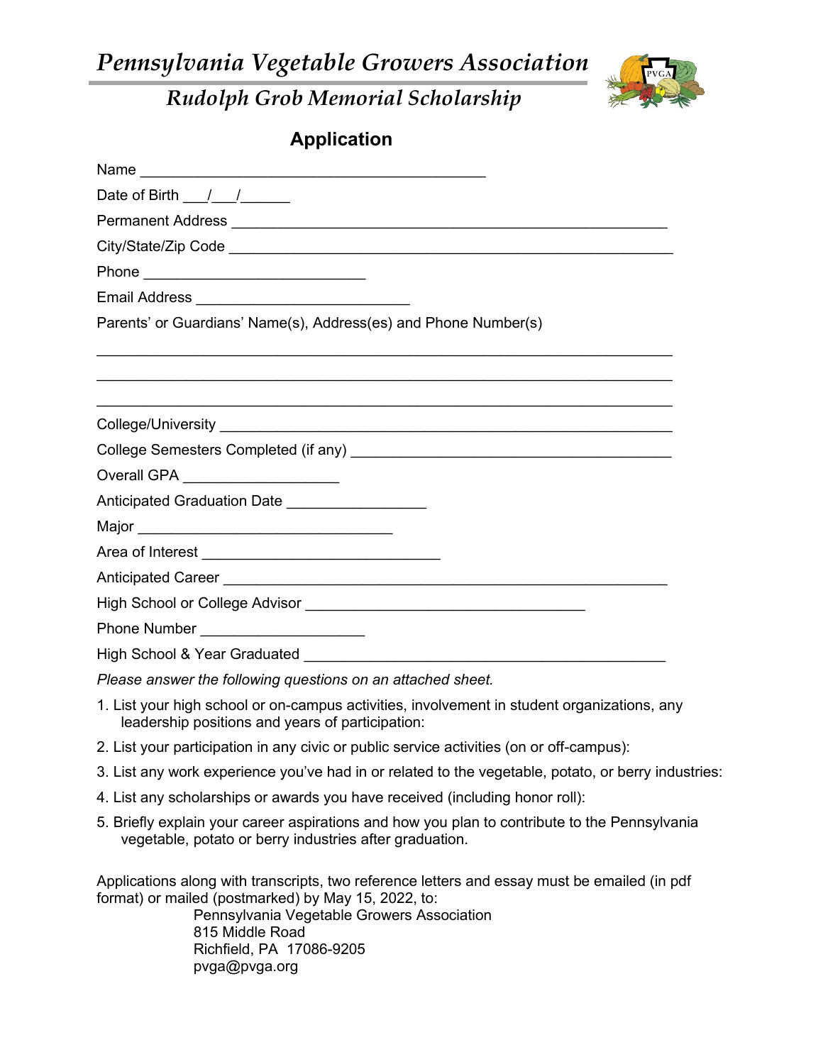# Pennsylvania Vegetable Growers Association

## Rudolph Grob Memorial Scholarship

### Application

Name ___________________________________________

Date of Birth ___/___/______

Permanent Address _______________________________________________________

City/State/Zip Code ________________________________________________________

Phone ___________________________

Email Address __________________________

Parents' or Guardians' Name(s), Address(es) and Phone Number(s)

________________________________________________________________________

________________________________________________________________________

________________________________________________________________________

College/University ________________________________________________________

College Semesters Completed (if any) _______________________________________

Overall GPA ___________________

Anticipated Graduation Date ________________

Major _______________________________

Area of Interest _____________________________

Anticipated Career _______________________________________________________

High School or College Advisor __________________________________

Phone Number ____________________

High School & Year Graduated ___________________________________________

*Please answer the following questions on an attached sheet.*

1. List your high school or on-campus activities, involvement in student organizations, any leadership positions and years of participation:
2. List your participation in any civic or public service activities (on or off-campus):
3. List any work experience you've had in or related to the vegetable, potato, or berry industries:
4. List any scholarships or awards you have received (including honor roll):
5. Briefly explain your career aspirations and how you plan to contribute to the Pennsylvania vegetable, potato or berry industries after graduation.

Applications along with transcripts, two reference letters and essay must be emailed (in pdf format) or mailed (postmarked) by May 15, 2022, to:

Pennsylvania Vegetable Growers Association
815 Middle Road
Richfield, PA 17086-9205
pvga@pvga.org